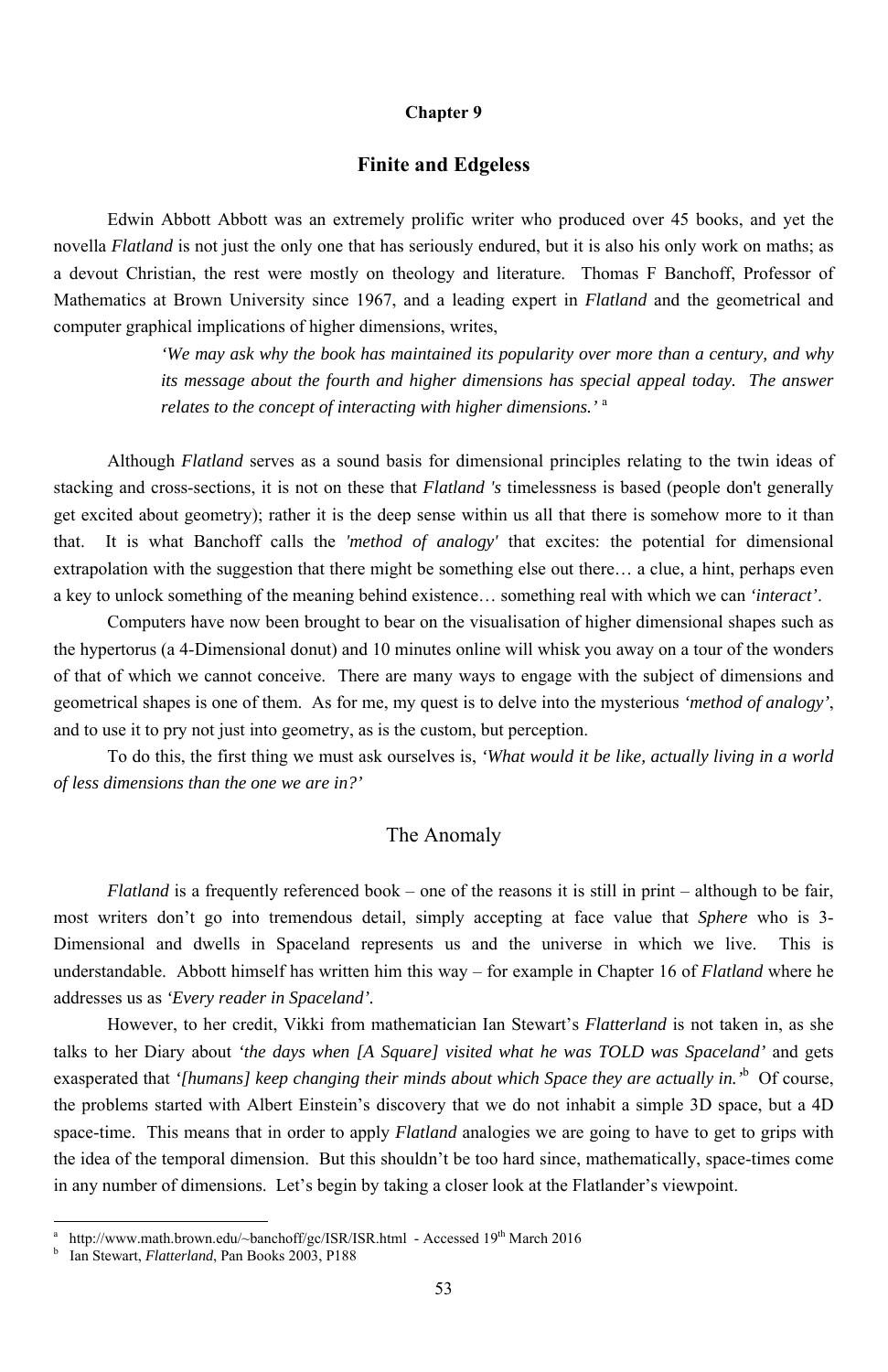## Chapter 9

# Finite and Edgeless

Edwin Abbott Abbott was an extremely prolific writer who produced over 45 books, and yet the novella *Flatland* is not just the only one that has seriously endured, but it is also his only work on maths; as a devout Christian, the rest were mostly on theology and literature. Thomas F Banchoff, Professor of Mathematics at Brown University since 1967, and a leading expert in *Flatland* and the geometrical and computer graphical implications of higher dimensions, writes,

> *'We may ask why the book has maintained its popularity over more than a century, and why its message about the fourth and higher dimensions has special appeal today. The answer relates to the concept of interacting with higher dimensions.'* [a]

Although *Flatland* serves as a sound basis for dimensional principles relating to the twin ideas of stacking and cross-sections, it is not on these that *Flatland 's* timelessness is based (people don't generally get excited about geometry); rather it is the deep sense within us all that there is somehow more to it than that. It is what Banchoff calls the *'method of analogy'* that excites: the potential for dimensional extrapolation with the suggestion that there might be something else out there… a clue, a hint, perhaps even a key to unlock something of the meaning behind existence… something real with which we can *'interact'*.

Computers have now been brought to bear on the visualisation of higher dimensional shapes such as the hypertorus (a 4-Dimensional donut) and 10 minutes online will whisk you away on a tour of the wonders of that of which we cannot conceive. There are many ways to engage with the subject of dimensions and geometrical shapes is one of them. As for me, my quest is to delve into the mysterious *'method of analogy'*, and to use it to pry not just into geometry, as is the custom, but perception.

To do this, the first thing we must ask ourselves is, *'What would it be like, actually living in a world of less dimensions than the one we are in?'*

## The Anomaly

*Flatland* is a frequently referenced book – one of the reasons it is still in print – although to be fair, most writers don't go into tremendous detail, simply accepting at face value that *Sphere* who is 3-Dimensional and dwells in Spaceland represents us and the universe in which we live. This is understandable. Abbott himself has written him this way – for example in Chapter 16 of *Flatland* where he addresses us as *'Every reader in Spaceland'.*

However, to her credit, Vikki from mathematician Ian Stewart's *Flatterland* is not taken in, as she talks to her Diary about *'the days when [A Square] visited what he was TOLD was Spaceland'* and gets exasperated that *'[humans] keep changing their minds about which Space they are actually in.'*[b] Of course, the problems started with Albert Einstein's discovery that we do not inhabit a simple 3D space, but a 4D space-time. This means that in order to apply *Flatland* analogies we are going to have to get to grips with the idea of the temporal dimension. But this shouldn't be too hard since, mathematically, space-times come in any number of dimensions. Let's begin by taking a closer look at the Flatlander's viewpoint.

---

[a] http://www.math.brown.edu/~banchoff/gc/ISR/ISR.html - Accessed 19th March 2016

[b] Ian Stewart, *Flatterland*, Pan Books 2003, P188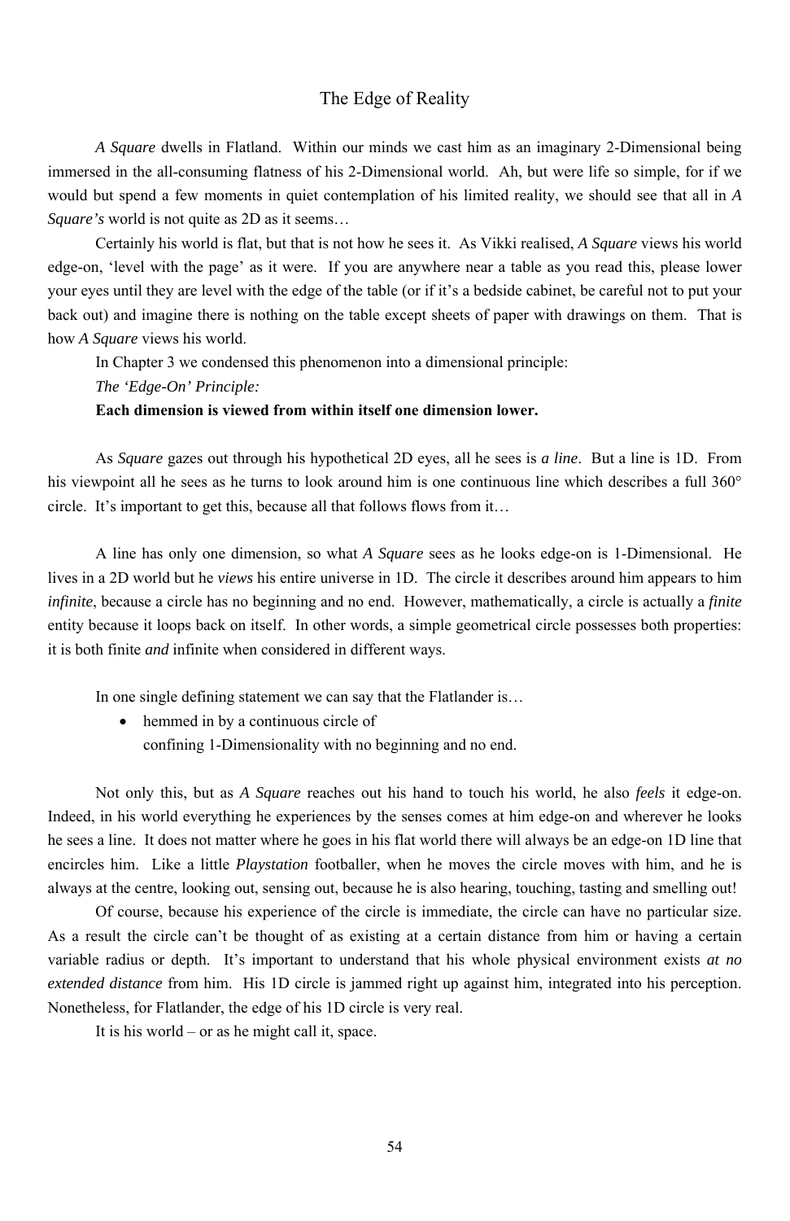# The Edge of Reality

*A Square* dwells in Flatland. Within our minds we cast him as an imaginary 2-Dimensional being immersed in the all-consuming flatness of his 2-Dimensional world. Ah, but were life so simple, for if we would but spend a few moments in quiet contemplation of his limited reality, we should see that all in *A Square's* world is not quite as 2D as it seems…

Certainly his world is flat, but that is not how he sees it. As Vikki realised, *A Square* views his world edge-on, 'level with the page' as it were. If you are anywhere near a table as you read this, please lower your eyes until they are level with the edge of the table (or if it's a bedside cabinet, be careful not to put your back out) and imagine there is nothing on the table except sheets of paper with drawings on them. That is how *A Square* views his world.

In Chapter 3 we condensed this phenomenon into a dimensional principle:

*The 'Edge-On' Principle:*

**Each dimension is viewed from within itself one dimension lower.**

As *Square* gazes out through his hypothetical 2D eyes, all he sees is ***a line***. But a line is 1D. From his viewpoint all he sees as he turns to look around him is one continuous line which describes a full 360° circle. It's important to get this, because all that follows flows from it…

A line has only one dimension, so what *A Square* sees as he looks edge-on is 1-Dimensional. He lives in a 2D world but he *views* his entire universe in 1D. The circle it describes around him appears to him ***infinite***, because a circle has no beginning and no end. However, mathematically, a circle is actually a ***finite*** entity because it loops back on itself. In other words, a simple geometrical circle possesses both properties: it is both finite *and* infinite when considered in different ways.

In one single defining statement we can say that the Flatlander is…

- hemmed in by a continuous circle of
  confining 1-Dimensionality with no beginning and no end.

Not only this, but as *A Square* reaches out his hand to touch his world, he also ***feels*** it edge-on. Indeed, in his world everything he experiences by the senses comes at him edge-on and wherever he looks he sees a line. It does not matter where he goes in his flat world there will always be an edge-on 1D line that encircles him. Like a little *Playstation* footballer, when he moves the circle moves with him, and he is always at the centre, looking out, sensing out, because he is also hearing, touching, tasting and smelling out!

Of course, because his experience of the circle is immediate, the circle can have no particular size. As a result the circle can't be thought of as existing at a certain distance from him or having a certain variable radius or depth. It's important to understand that his whole physical environment exists *at no extended distance* from him. His 1D circle is jammed right up against him, integrated into his perception. Nonetheless, for Flatlander, the edge of his 1D circle is very real.

It is his world – or as he might call it, space.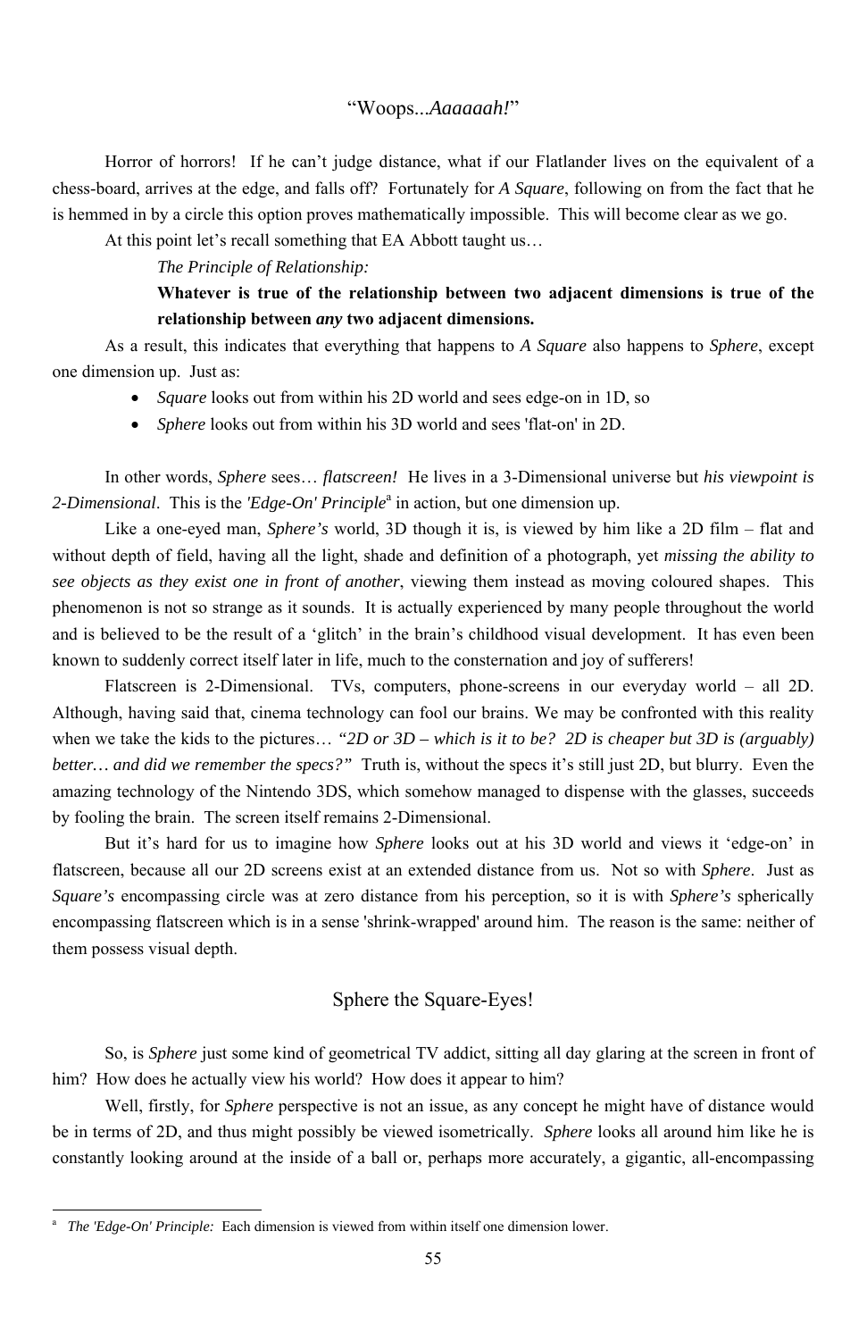## "Woops...*Aaaaaah!*"

Horror of horrors! If he can't judge distance, what if our Flatlander lives on the equivalent of a chess-board, arrives at the edge, and falls off? Fortunately for *A Square*, following on from the fact that he is hemmed in by a circle this option proves mathematically impossible. This will become clear as we go.

At this point let's recall something that EA Abbott taught us…

> *The Principle of Relationship:*
>
> **Whatever is true of the relationship between two adjacent dimensions is true of the relationship between *any* two adjacent dimensions.**

As a result, this indicates that everything that happens to *A Square* also happens to *Sphere*, except one dimension up. Just as:

- *Square* looks out from within his 2D world and sees edge-on in 1D, so
- *Sphere* looks out from within his 3D world and sees 'flat-on' in 2D.

In other words, *Sphere* sees… *flatscreen!* He lives in a 3-Dimensional universe but *his viewpoint is 2-Dimensional*. This is the *'Edge-On' Principle*[a] in action, but one dimension up.

Like a one-eyed man, *Sphere's* world, 3D though it is, is viewed by him like a 2D film – flat and without depth of field, having all the light, shade and definition of a photograph, yet *missing the ability to see objects as they exist one in front of another*, viewing them instead as moving coloured shapes. This phenomenon is not so strange as it sounds. It is actually experienced by many people throughout the world and is believed to be the result of a 'glitch' in the brain's childhood visual development. It has even been known to suddenly correct itself later in life, much to the consternation and joy of sufferers!

Flatscreen is 2-Dimensional. TVs, computers, phone-screens in our everyday world – all 2D. Although, having said that, cinema technology can fool our brains. We may be confronted with this reality when we take the kids to the pictures… *"2D or 3D – which is it to be? 2D is cheaper but 3D is (arguably) better… and did we remember the specs?"* Truth is, without the specs it's still just 2D, but blurry. Even the amazing technology of the Nintendo 3DS, which somehow managed to dispense with the glasses, succeeds by fooling the brain. The screen itself remains 2-Dimensional.

But it's hard for us to imagine how *Sphere* looks out at his 3D world and views it 'edge-on' in flatscreen, because all our 2D screens exist at an extended distance from us. Not so with *Sphere*. Just as *Square's* encompassing circle was at zero distance from his perception, so it is with *Sphere's* spherically encompassing flatscreen which is in a sense 'shrink-wrapped' around him. The reason is the same: neither of them possess visual depth.

## Sphere the Square-Eyes!

So, is *Sphere* just some kind of geometrical TV addict, sitting all day glaring at the screen in front of him? How does he actually view his world? How does it appear to him?

Well, firstly, for *Sphere* perspective is not an issue, as any concept he might have of distance would be in terms of 2D, and thus might possibly be viewed isometrically. *Sphere* looks all around him like he is constantly looking around at the inside of a ball or, perhaps more accurately, a gigantic, all-encompassing

---

[a] *The 'Edge-On' Principle:* Each dimension is viewed from within itself one dimension lower.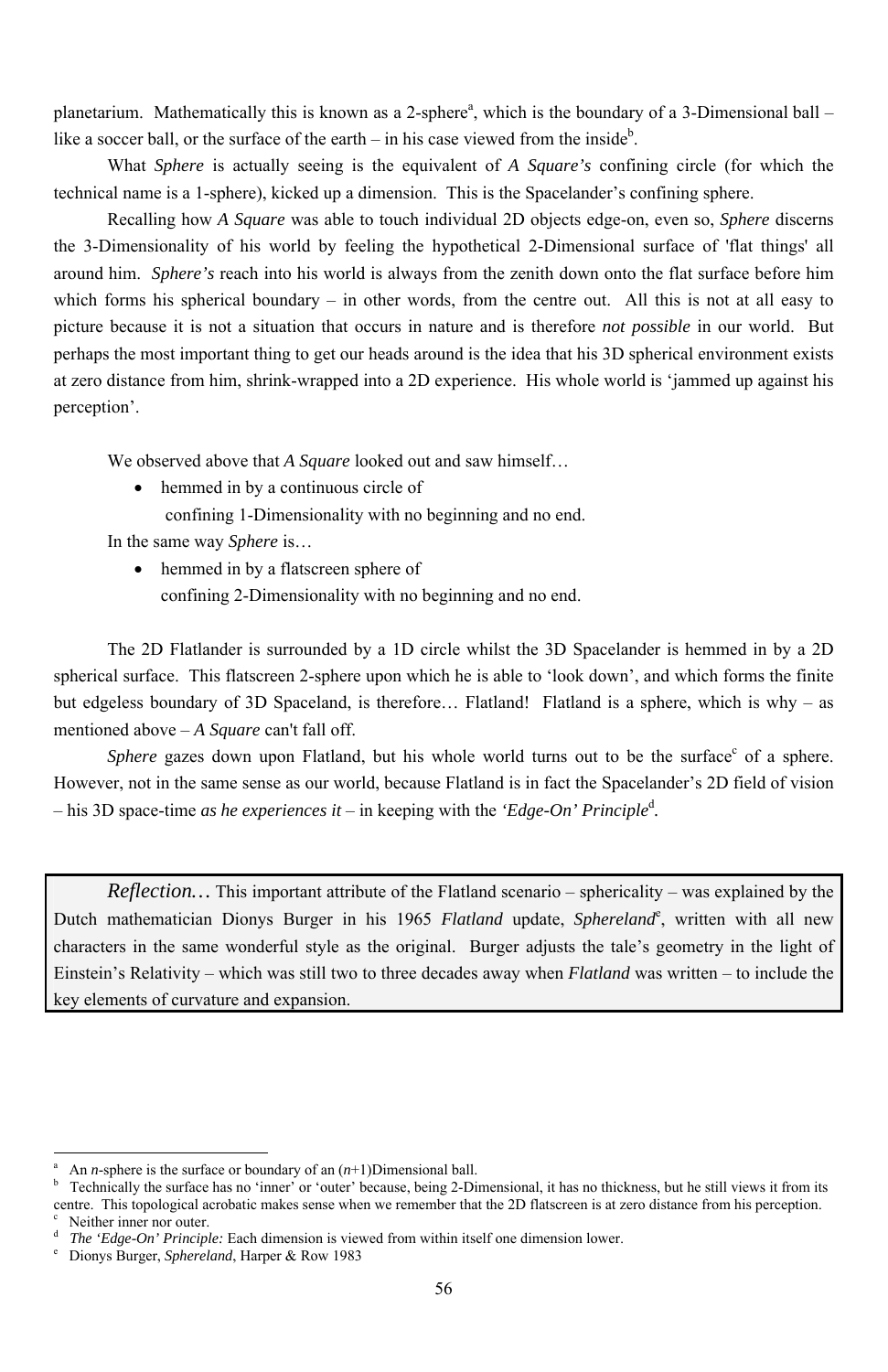planetarium. Mathematically this is known as a 2-sphere[a], which is the boundary of a 3-Dimensional ball – like a soccer ball, or the surface of the earth – in his case viewed from the inside[b].

What *Sphere* is actually seeing is the equivalent of *A Square's* confining circle (for which the technical name is a 1-sphere), kicked up a dimension. This is the Spacelander's confining sphere.

Recalling how *A Square* was able to touch individual 2D objects edge-on, even so, *Sphere* discerns the 3-Dimensionality of his world by feeling the hypothetical 2-Dimensional surface of 'flat things' all around him. *Sphere's* reach into his world is always from the zenith down onto the flat surface before him which forms his spherical boundary – in other words, from the centre out. All this is not at all easy to picture because it is not a situation that occurs in nature and is therefore *not possible* in our world. But perhaps the most important thing to get our heads around is the idea that his 3D spherical environment exists at zero distance from him, shrink-wrapped into a 2D experience. His whole world is 'jammed up against his perception'.

We observed above that *A Square* looked out and saw himself…

- hemmed in by a continuous circle of
  confining 1-Dimensionality with no beginning and no end.

In the same way *Sphere* is…

- hemmed in by a flatscreen sphere of
  confining 2-Dimensionality with no beginning and no end.

The 2D Flatlander is surrounded by a 1D circle whilst the 3D Spacelander is hemmed in by a 2D spherical surface. This flatscreen 2-sphere upon which he is able to 'look down', and which forms the finite but edgeless boundary of 3D Spaceland, is therefore… Flatland! Flatland is a sphere, which is why – as mentioned above – *A Square* can't fall off.

*Sphere* gazes down upon Flatland, but his whole world turns out to be the surface[c] of a sphere. However, not in the same sense as our world, because Flatland is in fact the Spacelander's 2D field of vision – his 3D space-time *as he experiences it* – in keeping with the *'Edge-On' Principle*[d].

> *Reflection…* This important attribute of the Flatland scenario – sphericality – was explained by the Dutch mathematician Dionys Burger in his 1965 *Flatland* update, *Sphereland*[e], written with all new characters in the same wonderful style as the original. Burger adjusts the tale's geometry in the light of Einstein's Relativity – which was still two to three decades away when *Flatland* was written – to include the key elements of curvature and expansion.

---

[a] An *n*-sphere is the surface or boundary of an (*n*+1)Dimensional ball.

[b] Technically the surface has no 'inner' or 'outer' because, being 2-Dimensional, it has no thickness, but he still views it from its centre. This topological acrobatic makes sense when we remember that the 2D flatscreen is at zero distance from his perception.

[c] Neither inner nor outer.

[d] *The 'Edge-On' Principle:* Each dimension is viewed from within itself one dimension lower.

[e] Dionys Burger, *Sphereland*, Harper & Row 1983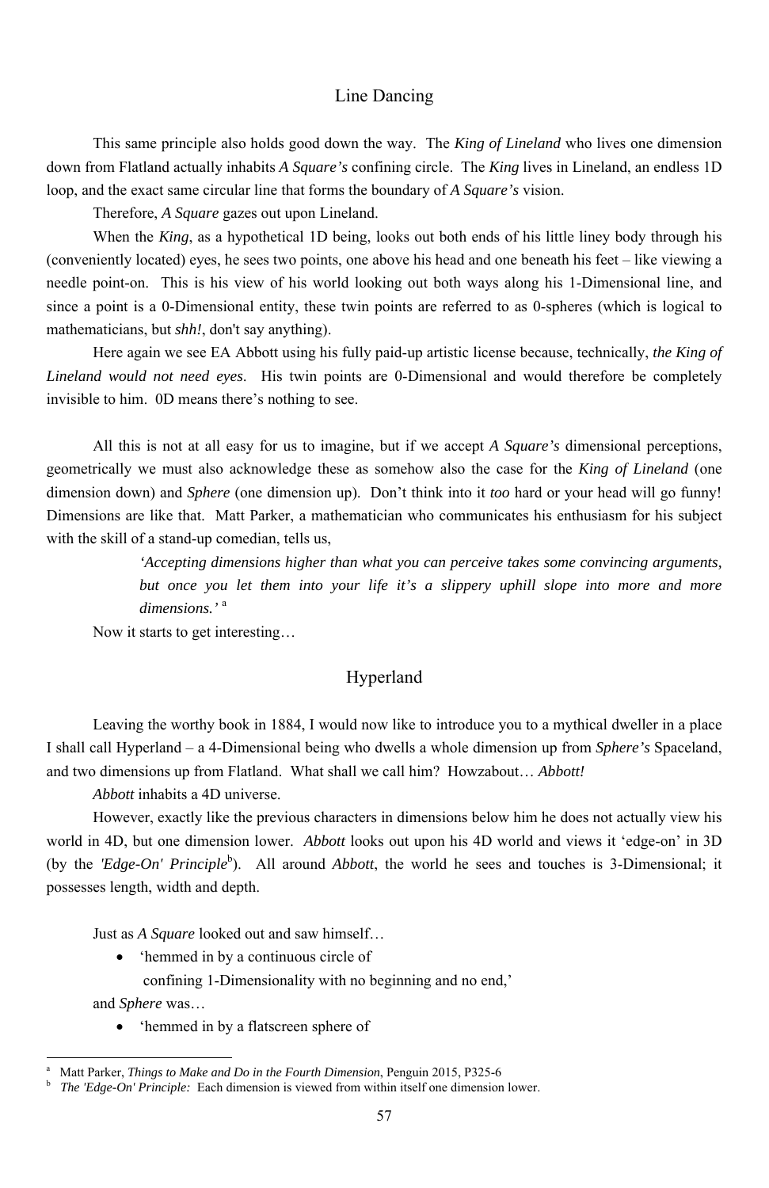## Line Dancing

This same principle also holds good down the way. The *King of Lineland* who lives one dimension down from Flatland actually inhabits *A Square's* confining circle. The *King* lives in Lineland, an endless 1D loop, and the exact same circular line that forms the boundary of *A Square's* vision.

Therefore, *A Square* gazes out upon Lineland.

When the *King*, as a hypothetical 1D being, looks out both ends of his little liney body through his (conveniently located) eyes, he sees two points, one above his head and one beneath his feet – like viewing a needle point-on. This is his view of his world looking out both ways along his 1-Dimensional line, and since a point is a 0-Dimensional entity, these twin points are referred to as 0-spheres (which is logical to mathematicians, but *shh!*, don't say anything).

Here again we see EA Abbott using his fully paid-up artistic license because, technically, *the King of Lineland would not need eyes*. His twin points are 0-Dimensional and would therefore be completely invisible to him. 0D means there's nothing to see.

All this is not at all easy for us to imagine, but if we accept *A Square's* dimensional perceptions, geometrically we must also acknowledge these as somehow also the case for the *King of Lineland* (one dimension down) and *Sphere* (one dimension up). Don't think into it *too* hard or your head will go funny! Dimensions are like that. Matt Parker, a mathematician who communicates his enthusiasm for his subject with the skill of a stand-up comedian, tells us,

> *'Accepting dimensions higher than what you can perceive takes some convincing arguments, but once you let them into your life it's a slippery uphill slope into more and more dimensions.'* [a]

Now it starts to get interesting…

## Hyperland

Leaving the worthy book in 1884, I would now like to introduce you to a mythical dweller in a place I shall call Hyperland – a 4-Dimensional being who dwells a whole dimension up from *Sphere's* Spaceland, and two dimensions up from Flatland. What shall we call him? Howzabout… *Abbott!*

*Abbott* inhabits a 4D universe.

However, exactly like the previous characters in dimensions below him he does not actually view his world in 4D, but one dimension lower. *Abbott* looks out upon his 4D world and views it 'edge-on' in 3D (by the *'Edge-On' Principle*[b]). All around *Abbott*, the world he sees and touches is 3-Dimensional; it possesses length, width and depth.

Just as *A Square* looked out and saw himself…

- 'hemmed in by a continuous circle of
  confining 1-Dimensionality with no beginning and no end,'

and *Sphere* was…

- 'hemmed in by a flatscreen sphere of

---

[a] Matt Parker, *Things to Make and Do in the Fourth Dimension*, Penguin 2015, P325-6

[b] *The 'Edge-On' Principle:* Each dimension is viewed from within itself one dimension lower.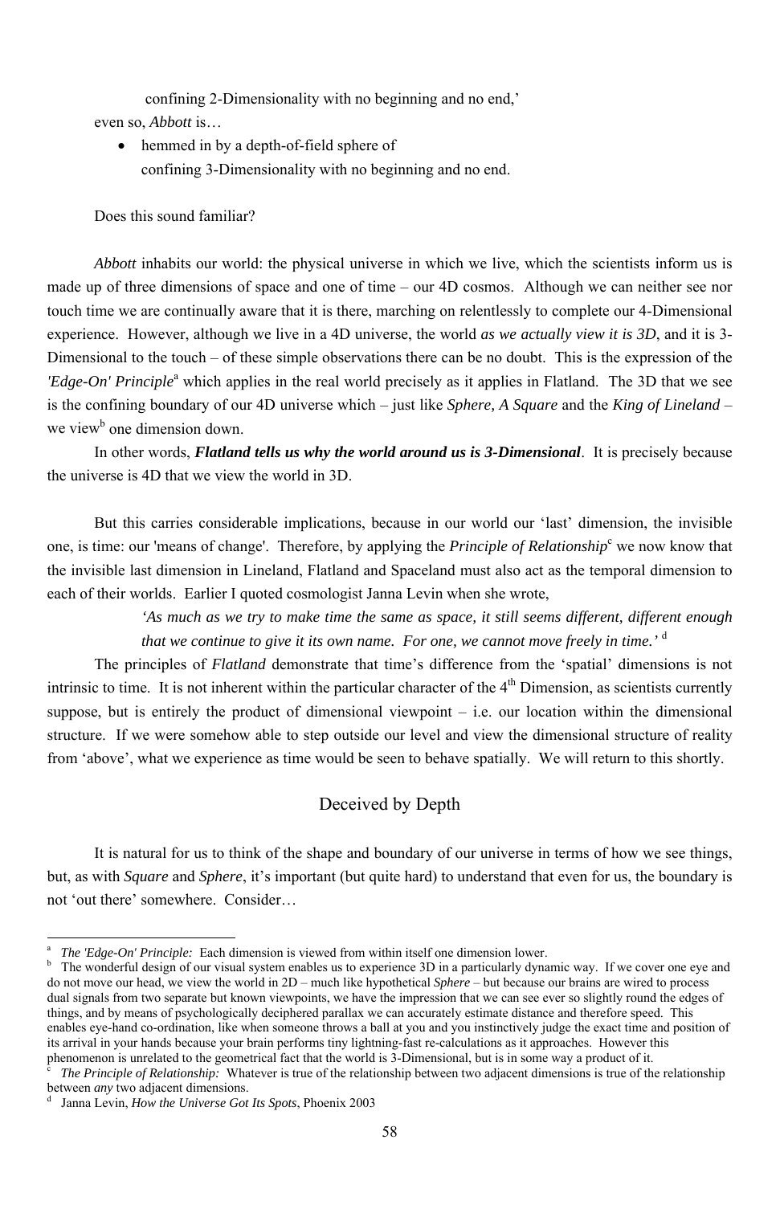confining 2-Dimensionality with no beginning and no end,'

even so, *Abbott* is…

- hemmed in by a depth-of-field sphere of confining 3-Dimensionality with no beginning and no end.

Does this sound familiar?

*Abbott* inhabits our world: the physical universe in which we live, which the scientists inform us is made up of three dimensions of space and one of time – our 4D cosmos. Although we can neither see nor touch time we are continually aware that it is there, marching on relentlessly to complete our 4-Dimensional experience. However, although we live in a 4D universe, the world *as we actually view it is 3D*, and it is 3-Dimensional to the touch – of these simple observations there can be no doubt. This is the expression of the *'Edge-On' Principle*[a] which applies in the real world precisely as it applies in Flatland. The 3D that we see is the confining boundary of our 4D universe which – just like *Sphere, A Square* and the *King of Lineland* – we view[b] one dimension down.

In other words, ***Flatland tells us why the world around us is 3-Dimensional***. It is precisely because the universe is 4D that we view the world in 3D.

But this carries considerable implications, because in our world our 'last' dimension, the invisible one, is time: our 'means of change'. Therefore, by applying the *Principle of Relationship*[c] we now know that the invisible last dimension in Lineland, Flatland and Spaceland must also act as the temporal dimension to each of their worlds. Earlier I quoted cosmologist Janna Levin when she wrote,

> *'As much as we try to make time the same as space, it still seems different, different enough that we continue to give it its own name. For one, we cannot move freely in time.'* [d]

The principles of *Flatland* demonstrate that time's difference from the 'spatial' dimensions is not intrinsic to time. It is not inherent within the particular character of the 4th Dimension, as scientists currently suppose, but is entirely the product of dimensional viewpoint – i.e. our location within the dimensional structure. If we were somehow able to step outside our level and view the dimensional structure of reality from 'above', what we experience as time would be seen to behave spatially. We will return to this shortly.

## Deceived by Depth

It is natural for us to think of the shape and boundary of our universe in terms of how we see things, but, as with *Square* and *Sphere*, it's important (but quite hard) to understand that even for us, the boundary is not 'out there' somewhere. Consider…

---

[a] *The 'Edge-On' Principle:* Each dimension is viewed from within itself one dimension lower.

[b] The wonderful design of our visual system enables us to experience 3D in a particularly dynamic way. If we cover one eye and do not move our head, we view the world in 2D – much like hypothetical *Sphere* – but because our brains are wired to process dual signals from two separate but known viewpoints, we have the impression that we can see ever so slightly round the edges of things, and by means of psychologically deciphered parallax we can accurately estimate distance and therefore speed. This enables eye-hand co-ordination, like when someone throws a ball at you and you instinctively judge the exact time and position of its arrival in your hands because your brain performs tiny lightning-fast re-calculations as it approaches. However this phenomenon is unrelated to the geometrical fact that the world is 3-Dimensional, but is in some way a product of it.

[c] *The Principle of Relationship:* Whatever is true of the relationship between two adjacent dimensions is true of the relationship between *any* two adjacent dimensions.

[d] Janna Levin, *How the Universe Got Its Spots*, Phoenix 2003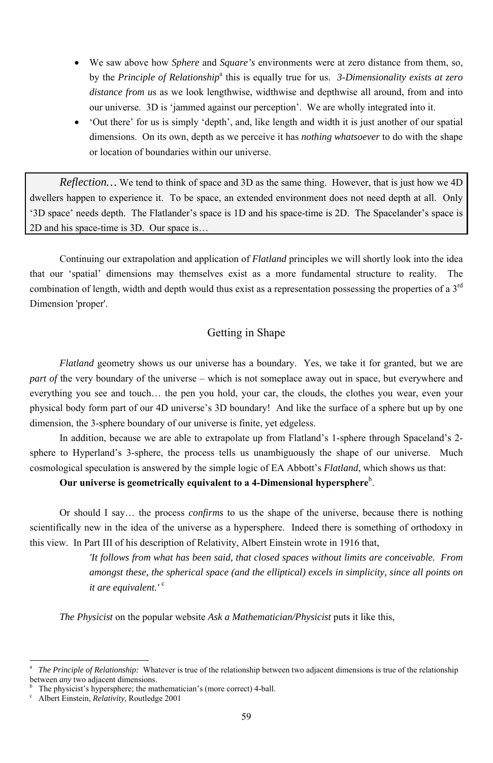- We saw above how *Sphere* and *Square's* environments were at zero distance from them, so, by the *Principle of Relationship*[a] this is equally true for us. *3-Dimensionality exists at zero distance from u*s as we look lengthwise, widthwise and depthwise all around, from and into our universe. 3D is 'jammed against our perception'. We are wholly integrated into it.
- 'Out there' for us is simply 'depth', and, like length and width it is just another of our spatial dimensions. On its own, depth as we perceive it has *nothing whatsoever* to do with the shape or location of boundaries within our universe.

> *Reflection…* We tend to think of space and 3D as the same thing. However, that is just how we 4D dwellers happen to experience it. To be space, an extended environment does not need depth at all. Only '3D space' needs depth. The Flatlander's space is 1D and his space-time is 2D. The Spacelander's space is 2D and his space-time is 3D. Our space is…

Continuing our extrapolation and application of *Flatland* principles we will shortly look into the idea that our 'spatial' dimensions may themselves exist as a more fundamental structure to reality. The combination of length, width and depth would thus exist as a representation possessing the properties of a 3rd Dimension 'proper'.

## Getting in Shape

*Flatland* geometry shows us our universe has a boundary. Yes, we take it for granted, but we are *part of* the very boundary of the universe – which is not someplace away out in space, but everywhere and everything you see and touch… the pen you hold, your car, the clouds, the clothes you wear, even your physical body form part of our 4D universe's 3D boundary! And like the surface of a sphere but up by one dimension, the 3-sphere boundary of our universe is finite, yet edgeless.

In addition, because we are able to extrapolate up from Flatland's 1-sphere through Spaceland's 2-sphere to Hyperland's 3-sphere, the process tells us unambiguously the shape of our universe. Much cosmological speculation is answered by the simple logic of EA Abbott's *Flatland*, which shows us that:

**Our universe is geometrically equivalent to a 4-Dimensional hypersphere**[b].

Or should I say… the process *confirms* to us the shape of the universe, because there is nothing scientifically new in the idea of the universe as a hypersphere. Indeed there is something of orthodoxy in this view. In Part III of his description of Relativity, Albert Einstein wrote in 1916 that,

> *'It follows from what has been said, that closed spaces without limits are conceivable. From amongst these, the spherical space (and the elliptical) excels in simplicity, since all points on it are equivalent.'* [c]

*The Physicist* on the popular website *Ask a Mathematician/Physicist* puts it like this,

---

[a] *The Principle of Relationship:* Whatever is true of the relationship between two adjacent dimensions is true of the relationship between *any* two adjacent dimensions.

[b] The physicist's hypersphere; the mathematician's (more correct) 4-ball.

[c] Albert Einstein, *Relativity*, Routledge 2001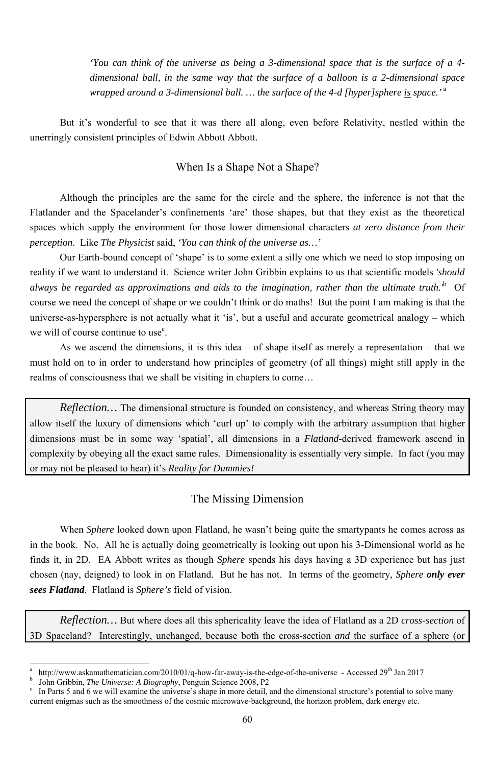> *'You can think of the universe as being a 3-dimensional space that is the surface of a 4-dimensional ball, in the same way that the surface of a balloon is a 2-dimensional space wrapped around a 3-dimensional ball. … the surface of the 4-d [hyper]sphere is space.'* [a]

But it's wonderful to see that it was there all along, even before Relativity, nestled within the unerringly consistent principles of Edwin Abbott Abbott.

## When Is a Shape Not a Shape?

Although the principles are the same for the circle and the sphere, the inference is not that the Flatlander and the Spacelander's confinements 'are' those shapes, but that they exist as the theoretical spaces which supply the environment for those lower dimensional characters ***at zero distance from their perception***. Like *The Physicist* said, *'You can think of the universe as…'*

Our Earth-bound concept of 'shape' is to some extent a silly one which we need to stop imposing on reality if we want to understand it. Science writer John Gribbin explains to us that scientific models *'should always be regarded as approximations and aids to the imagination, rather than the ultimate truth.'* [b] Of course we need the concept of shape or we couldn't think or do maths! But the point I am making is that the universe-as-hypersphere is not actually what it 'is', but a useful and accurate geometrical analogy – which we will of course continue to use[c].

As we ascend the dimensions, it is this idea – of shape itself as merely a representation – that we must hold on to in order to understand how principles of geometry (of all things) might still apply in the realms of consciousness that we shall be visiting in chapters to come…

> *Reflection…* The dimensional structure is founded on consistency, and whereas String theory may allow itself the luxury of dimensions which 'curl up' to comply with the arbitrary assumption that higher dimensions must be in some way 'spatial', all dimensions in a *Flatland*-derived framework ascend in complexity by obeying all the exact same rules. Dimensionality is essentially very simple. In fact (you may or may not be pleased to hear) it's ***Reality for Dummies!***

## The Missing Dimension

When *Sphere* looked down upon Flatland, he wasn't being quite the smartypants he comes across as in the book. No. All he is actually doing geometrically is looking out upon his 3-Dimensional world as he finds it, in 2D. EA Abbott writes as though *Sphere* spends his days having a 3D experience but has just chosen (nay, deigned) to look in on Flatland. But he has not. In terms of the geometry, *Sphere* ***only ever sees Flatland***. Flatland is *Sphere's* field of vision.

> *Reflection…* But where does all this sphericality leave the idea of Flatland as a 2D *cross-section* of 3D Spaceland? Interestingly, unchanged, because both the cross-section *and* the surface of a sphere (or

---

[a] http://www.askamathematician.com/2010/01/q-how-far-away-is-the-edge-of-the-universe - Accessed 29th Jan 2017

[b] John Gribbin, *The Universe: A Biography*, Penguin Science 2008, P2

[c] In Parts 5 and 6 we will examine the universe's shape in more detail, and the dimensional structure's potential to solve many current enigmas such as the smoothness of the cosmic microwave-background, the horizon problem, dark energy etc.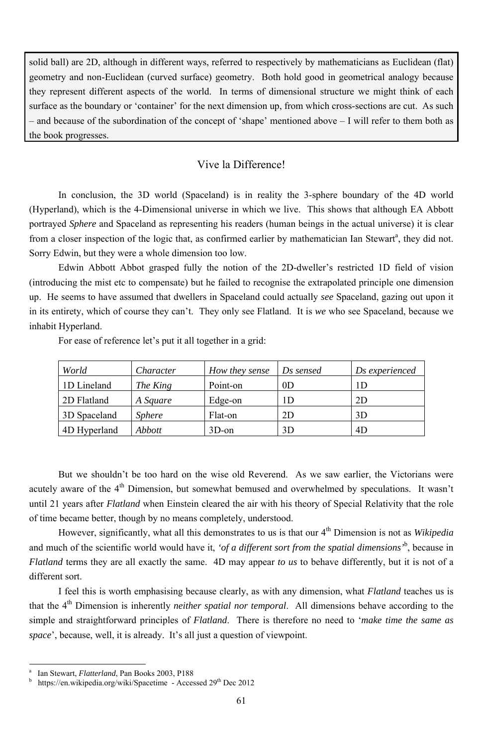solid ball) are 2D, although in different ways, referred to respectively by mathematicians as Euclidean (flat) geometry and non-Euclidean (curved surface) geometry. Both hold good in geometrical analogy because they represent different aspects of the world. In terms of dimensional structure we might think of each surface as the boundary or 'container' for the next dimension up, from which cross-sections are cut. As such – and because of the subordination of the concept of 'shape' mentioned above – I will refer to them both as the book progresses.

## Vive la Difference!

In conclusion, the 3D world (Spaceland) is in reality the 3-sphere boundary of the 4D world (Hyperland), which is the 4-Dimensional universe in which we live. This shows that although EA Abbott portrayed *Sphere* and Spaceland as representing his readers (human beings in the actual universe) it is clear from a closer inspection of the logic that, as confirmed earlier by mathematician Ian Stewart[a], they did not. Sorry Edwin, but they were a whole dimension too low.

Edwin Abbott Abbot grasped fully the notion of the 2D-dweller's restricted 1D field of vision (introducing the mist etc to compensate) but he failed to recognise the extrapolated principle one dimension up. He seems to have assumed that dwellers in Spaceland could actually *see* Spaceland, gazing out upon it in its entirety, which of course they can't. They only see Flatland. It is *we* who see Spaceland, because we inhabit Hyperland.

For ease of reference let's put it all together in a grid:

| *World* | *Character* | *How they sense* | *Ds sensed* | *Ds experienced* |
|---|---|---|---|---|
| 1D Lineland | *The King* | Point-on | 0D | 1D |
| 2D Flatland | *A Square* | Edge-on | 1D | 2D |
| 3D Spaceland | *Sphere* | Flat-on | 2D | 3D |
| 4D Hyperland | *Abbott* | 3D-on | 3D | 4D |

But we shouldn't be too hard on the wise old Reverend. As we saw earlier, the Victorians were acutely aware of the 4th Dimension, but somewhat bemused and overwhelmed by speculations. It wasn't until 21 years after *Flatland* when Einstein cleared the air with his theory of Special Relativity that the role of time became better, though by no means completely, understood.

However, significantly, what all this demonstrates to us is that our 4th Dimension is not as *Wikipedia* and much of the scientific world would have it, *'of a different sort from the spatial dimensions'*[b], because in *Flatland* terms they are all exactly the same. 4D may appear *to us* to behave differently, but it is not of a different sort.

I feel this is worth emphasising because clearly, as with any dimension, what *Flatland* teaches us is that the 4th Dimension is inherently *neither spatial nor temporal*. All dimensions behave according to the simple and straightforward principles of *Flatland*. There is therefore no need to '*make time the same as space*', because, well, it is already. It's all just a question of viewpoint.

---

[a] Ian Stewart, *Flatterland*, Pan Books 2003, P188

[b] https://en.wikipedia.org/wiki/Spacetime - Accessed 29th Dec 2012